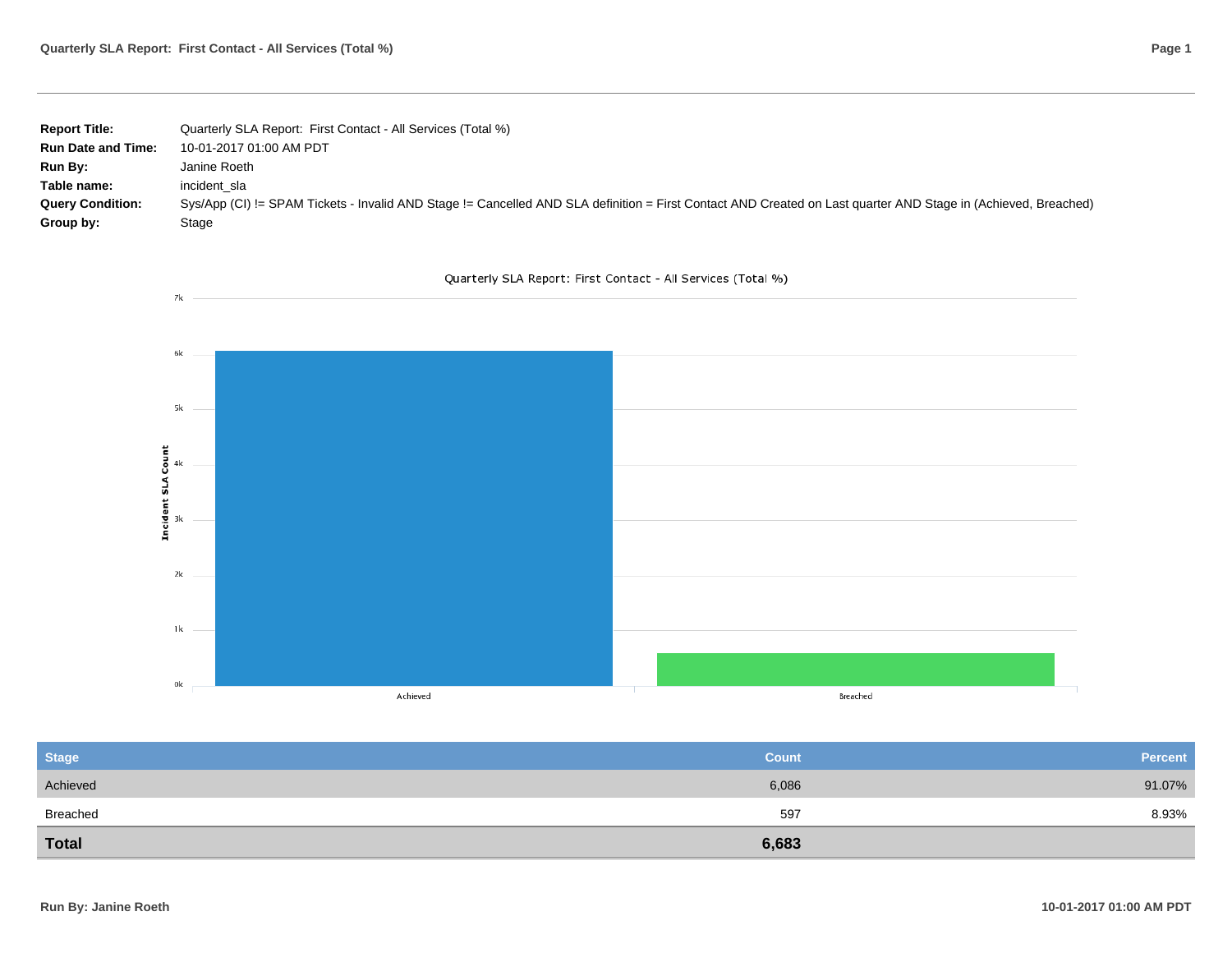| | |
|---|---|
| **Report Title:** | Quarterly SLA Report:  First Contact - All Services (Total %) |
| **Run Date and Time:** | 10-01-2017 01:00 AM PDT |
| **Run By:** | Janine Roeth |
| **Table name:** | incident_sla |
| **Query Condition:** | Sys/App (CI) != SPAM Tickets - Invalid AND Stage != Cancelled AND SLA definition = First Contact AND Created on Last quarter AND Stage in (Achieved, Breached) |
| **Group by:** | Stage |

Quarterly SLA Report: First Contact - All Services (Total %)

| Stage | Count | Percent |
|---|---|---|
| Achieved | 6,086 | 91.07% |
| Breached | 597 | 8.93% |
| **Total** | **6,683** | |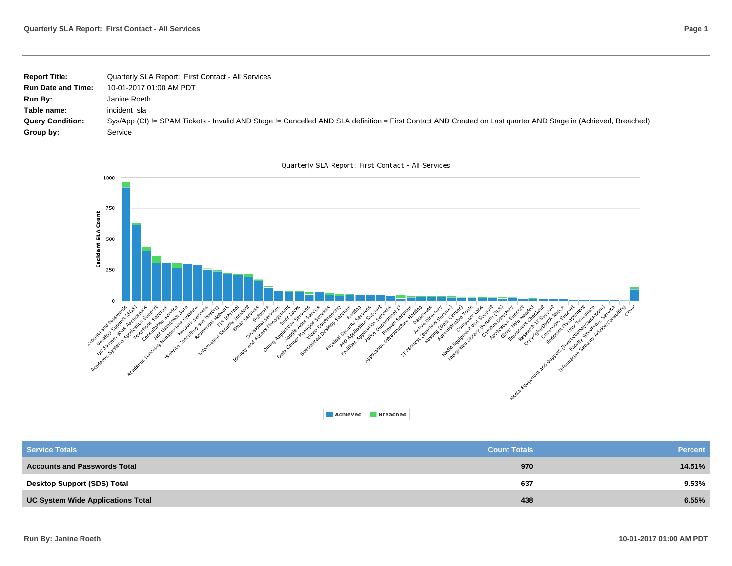| **Report Title:** | Quarterly SLA Report: First Contact - All Services |
|---|---|
| **Run Date and Time:** | 10-01-2017 01:00 AM PDT |
| **Run By:** | Janine Roeth |
| **Table name:** | incident_sla |
| **Query Condition:** | Sys/App (CI) != SPAM Tickets - Invalid AND Stage != Cancelled AND SLA definition = First Contact AND Created on Last quarter AND Stage in (Achieved, Breached) |
| **Group by:** | Service |

| Service Totals | Count Totals | Percent |
|---|---|---|
| **Accounts and Passwords Total** | **970** | **14.51%** |
| **Desktop Support (SDS) Total** | **637** | **9.53%** |
| **UC System Wide Applications Total** | **438** | **6.55%** |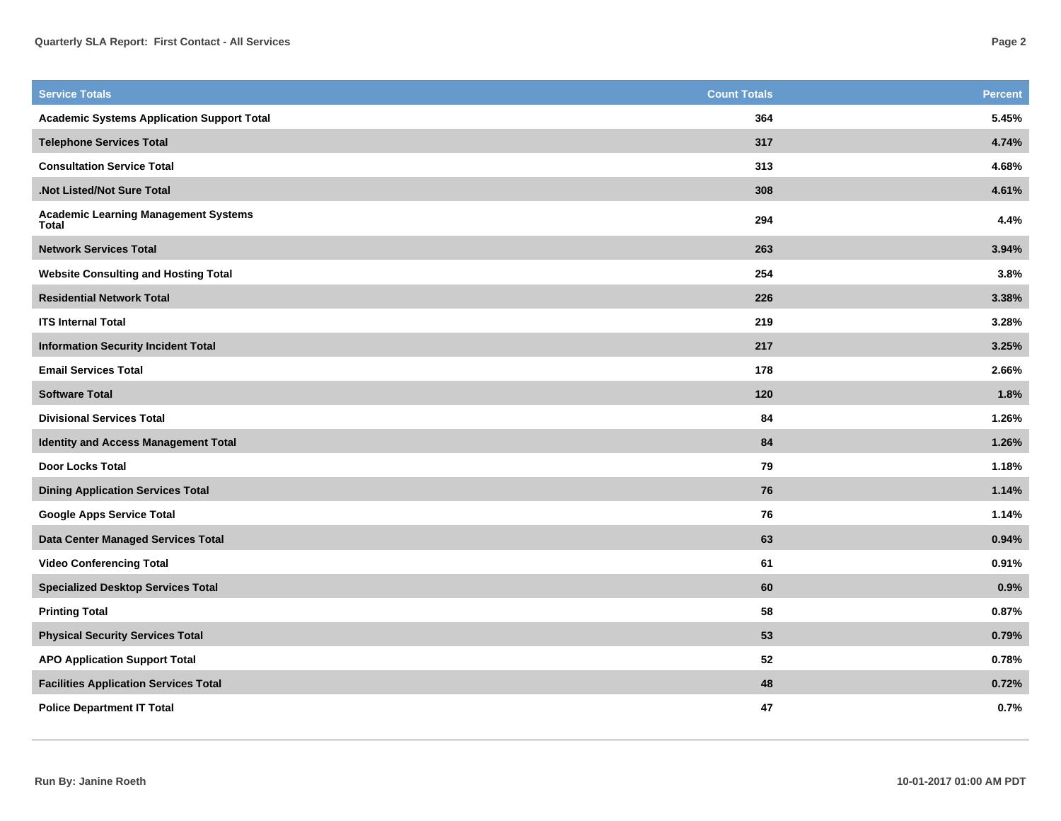| Service Totals | Count Totals | Percent |
|---|---|---|
| **Academic Systems Application Support Total** | **364** | **5.45%** |
| **Telephone Services Total** | **317** | **4.74%** |
| **Consultation Service Total** | **313** | **4.68%** |
| **.Not Listed/Not Sure Total** | **308** | **4.61%** |
| **Academic Learning Management Systems Total** | **294** | **4.4%** |
| **Network Services Total** | **263** | **3.94%** |
| **Website Consulting and Hosting Total** | **254** | **3.8%** |
| **Residential Network Total** | **226** | **3.38%** |
| **ITS Internal Total** | **219** | **3.28%** |
| **Information Security Incident Total** | **217** | **3.25%** |
| **Email Services Total** | **178** | **2.66%** |
| **Software Total** | **120** | **1.8%** |
| **Divisional Services Total** | **84** | **1.26%** |
| **Identity and Access Management Total** | **84** | **1.26%** |
| **Door Locks Total** | **79** | **1.18%** |
| **Dining Application Services Total** | **76** | **1.14%** |
| **Google Apps Service Total** | **76** | **1.14%** |
| **Data Center Managed Services Total** | **63** | **0.94%** |
| **Video Conferencing Total** | **61** | **0.91%** |
| **Specialized Desktop Services Total** | **60** | **0.9%** |
| **Printing Total** | **58** | **0.87%** |
| **Physical Security Services Total** | **53** | **0.79%** |
| **APO Application Support Total** | **52** | **0.78%** |
| **Facilities Application Services Total** | **48** | **0.72%** |
| **Police Department IT Total** | **47** | **0.7%** |

**Run By: Janine Roeth** | **10-01-2017 01:00 AM PDT**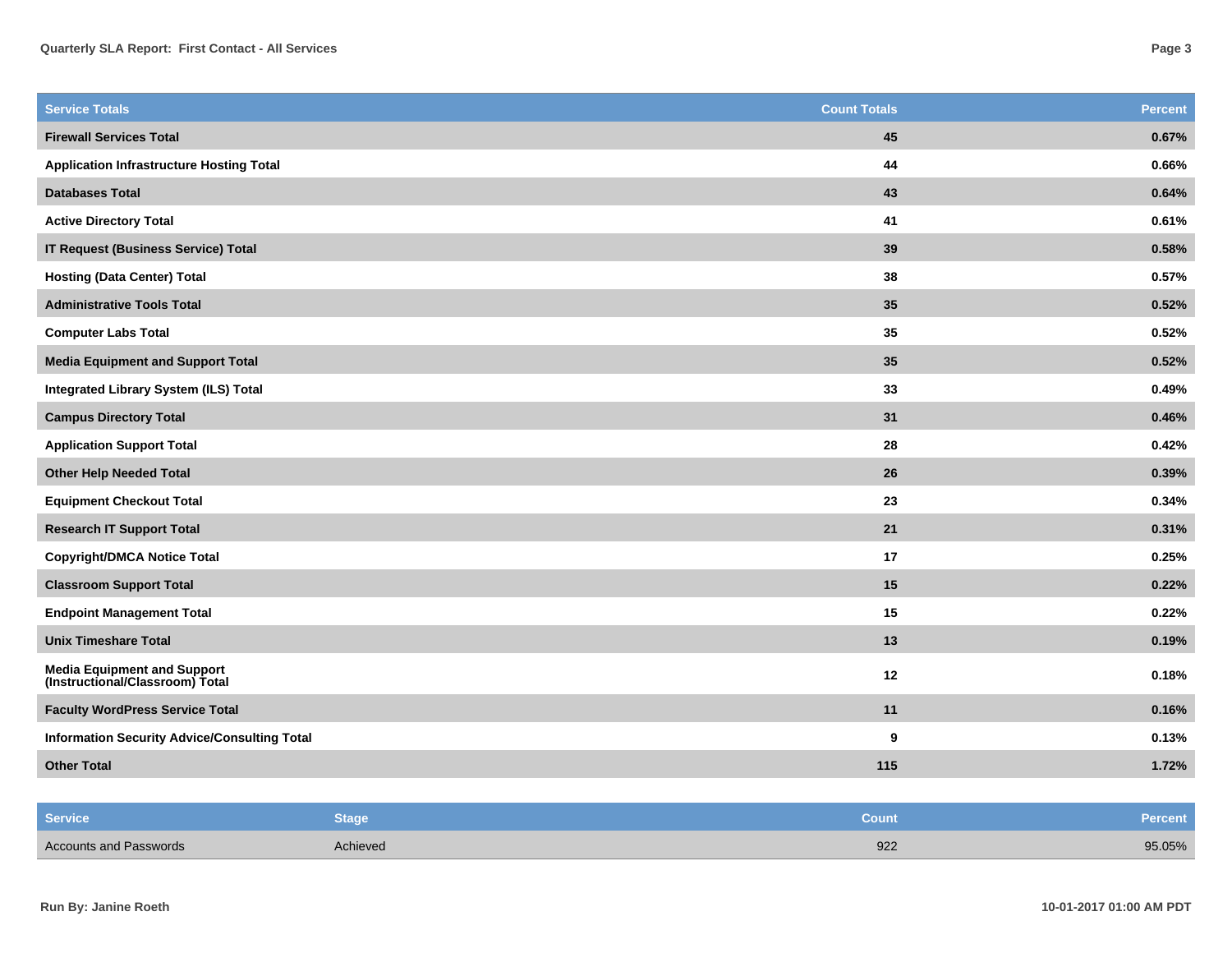| Service Totals | Count Totals | Percent |
|---|---|---|
| **Firewall Services Total** | **45** | **0.67%** |
| **Application Infrastructure Hosting Total** | **44** | **0.66%** |
| **Databases Total** | **43** | **0.64%** |
| **Active Directory Total** | **41** | **0.61%** |
| **IT Request (Business Service) Total** | **39** | **0.58%** |
| **Hosting (Data Center) Total** | **38** | **0.57%** |
| **Administrative Tools Total** | **35** | **0.52%** |
| **Computer Labs Total** | **35** | **0.52%** |
| **Media Equipment and Support Total** | **35** | **0.52%** |
| **Integrated Library System (ILS) Total** | **33** | **0.49%** |
| **Campus Directory Total** | **31** | **0.46%** |
| **Application Support Total** | **28** | **0.42%** |
| **Other Help Needed Total** | **26** | **0.39%** |
| **Equipment Checkout Total** | **23** | **0.34%** |
| **Research IT Support Total** | **21** | **0.31%** |
| **Copyright/DMCA Notice Total** | **17** | **0.25%** |
| **Classroom Support Total** | **15** | **0.22%** |
| **Endpoint Management Total** | **15** | **0.22%** |
| **Unix Timeshare Total** | **13** | **0.19%** |
| **Media Equipment and Support (Instructional/Classroom) Total** | **12** | **0.18%** |
| **Faculty WordPress Service Total** | **11** | **0.16%** |
| **Information Security Advice/Consulting Total** | **9** | **0.13%** |
| **Other Total** | **115** | **1.72%** |

| Service | Stage | Count | Percent |
|---|---|---|---|
| Accounts and Passwords | Achieved | 922 | 95.05% |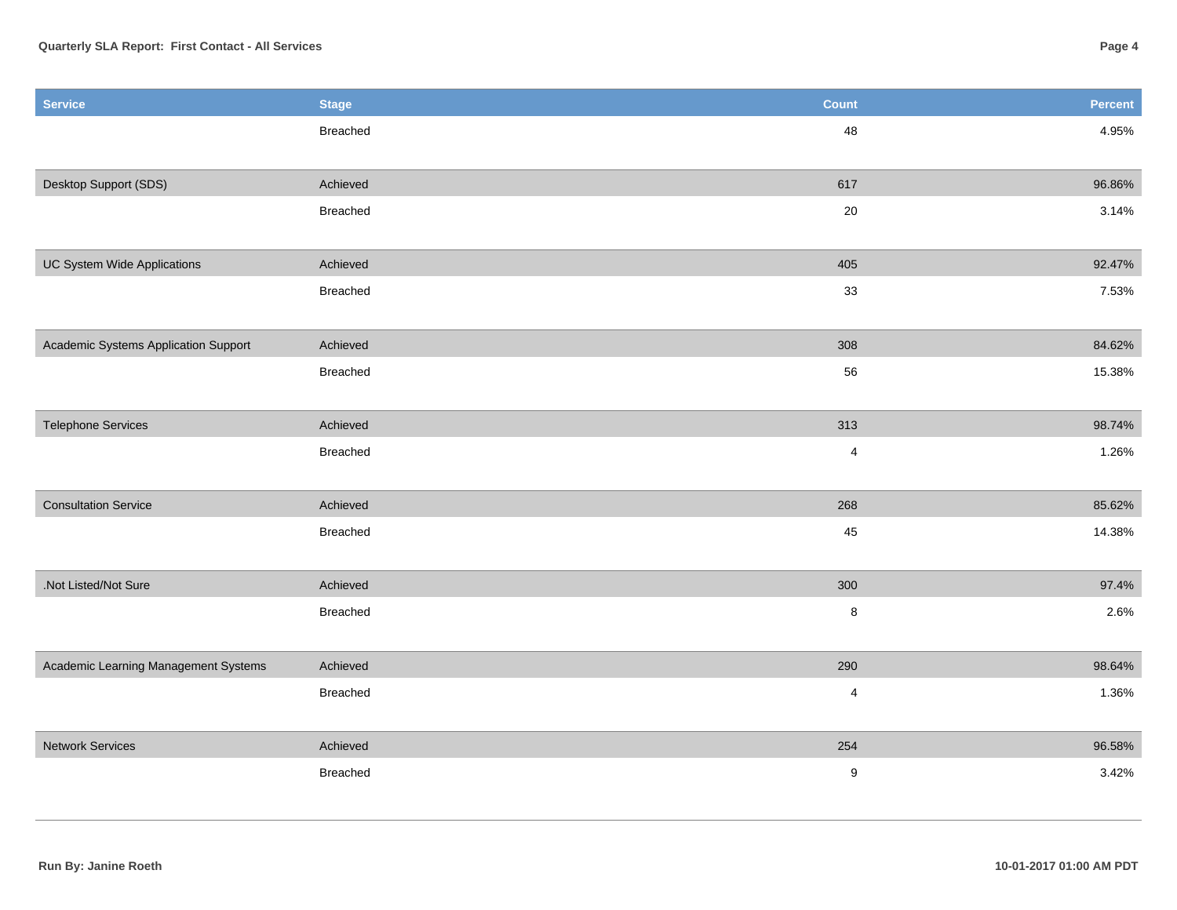| Service | Stage | Count | Percent |
|---|---|---|---|
| | Breached | 48 | 4.95% |
| Desktop Support (SDS) | Achieved | 617 | 96.86% |
| | Breached | 20 | 3.14% |
| UC System Wide Applications | Achieved | 405 | 92.47% |
| | Breached | 33 | 7.53% |
| Academic Systems Application Support | Achieved | 308 | 84.62% |
| | Breached | 56 | 15.38% |
| Telephone Services | Achieved | 313 | 98.74% |
| | Breached | 4 | 1.26% |
| Consultation Service | Achieved | 268 | 85.62% |
| | Breached | 45 | 14.38% |
| .Not Listed/Not Sure | Achieved | 300 | 97.4% |
| | Breached | 8 | 2.6% |
| Academic Learning Management Systems | Achieved | 290 | 98.64% |
| | Breached | 4 | 1.36% |
| Network Services | Achieved | 254 | 96.58% |
| | Breached | 9 | 3.42% |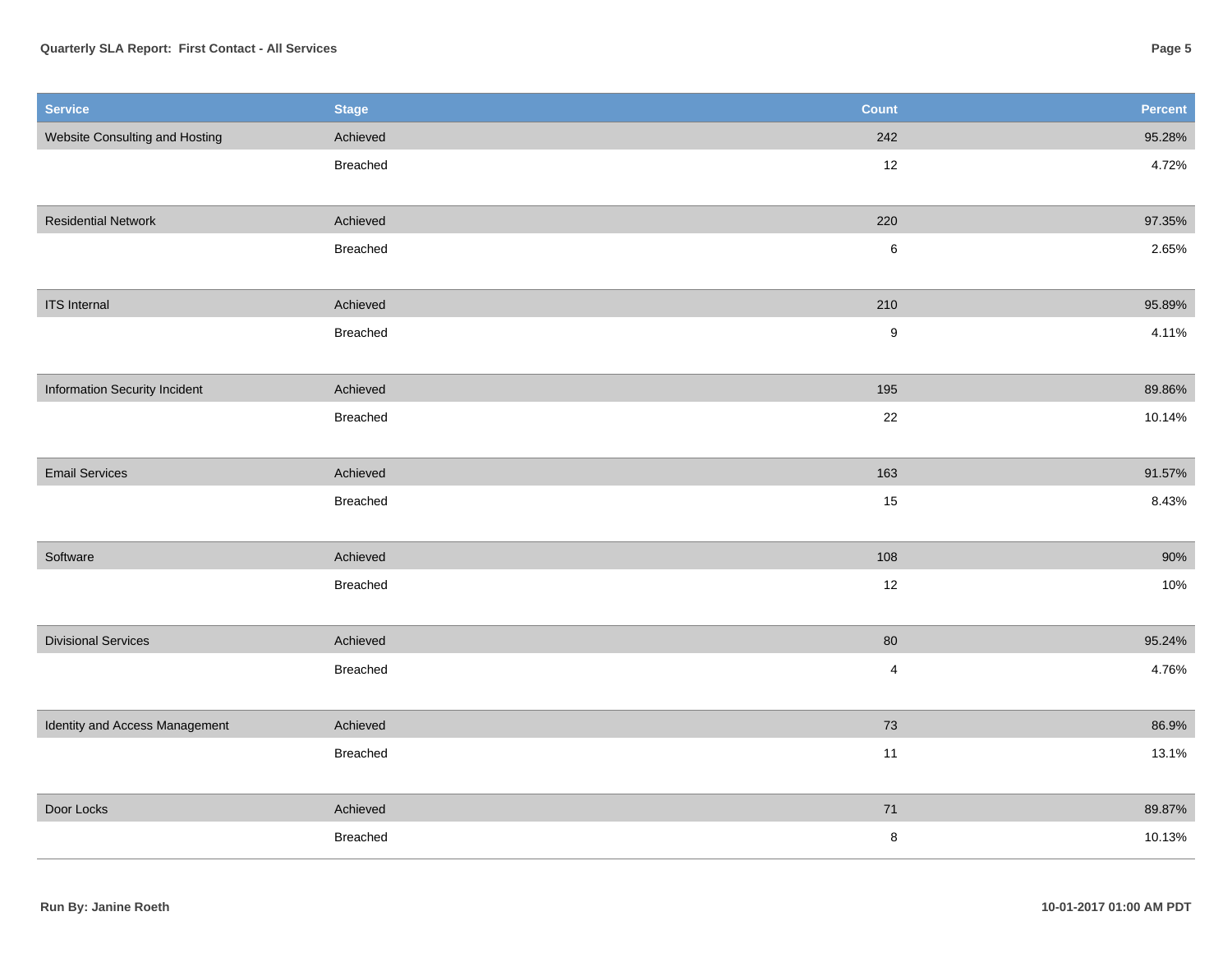| Service | Stage | Count | Percent |
|---|---|---|---|
| Website Consulting and Hosting | Achieved | 242 | 95.28% |
| | Breached | 12 | 4.72% |
| Residential Network | Achieved | 220 | 97.35% |
| | Breached | 6 | 2.65% |
| ITS Internal | Achieved | 210 | 95.89% |
| | Breached | 9 | 4.11% |
| Information Security Incident | Achieved | 195 | 89.86% |
| | Breached | 22 | 10.14% |
| Email Services | Achieved | 163 | 91.57% |
| | Breached | 15 | 8.43% |
| Software | Achieved | 108 | 90% |
| | Breached | 12 | 10% |
| Divisional Services | Achieved | 80 | 95.24% |
| | Breached | 4 | 4.76% |
| Identity and Access Management | Achieved | 73 | 86.9% |
| | Breached | 11 | 13.1% |
| Door Locks | Achieved | 71 | 89.87% |
| | Breached | 8 | 10.13% |

**Run By: Janine Roeth** **10-01-2017 01:00 AM PDT**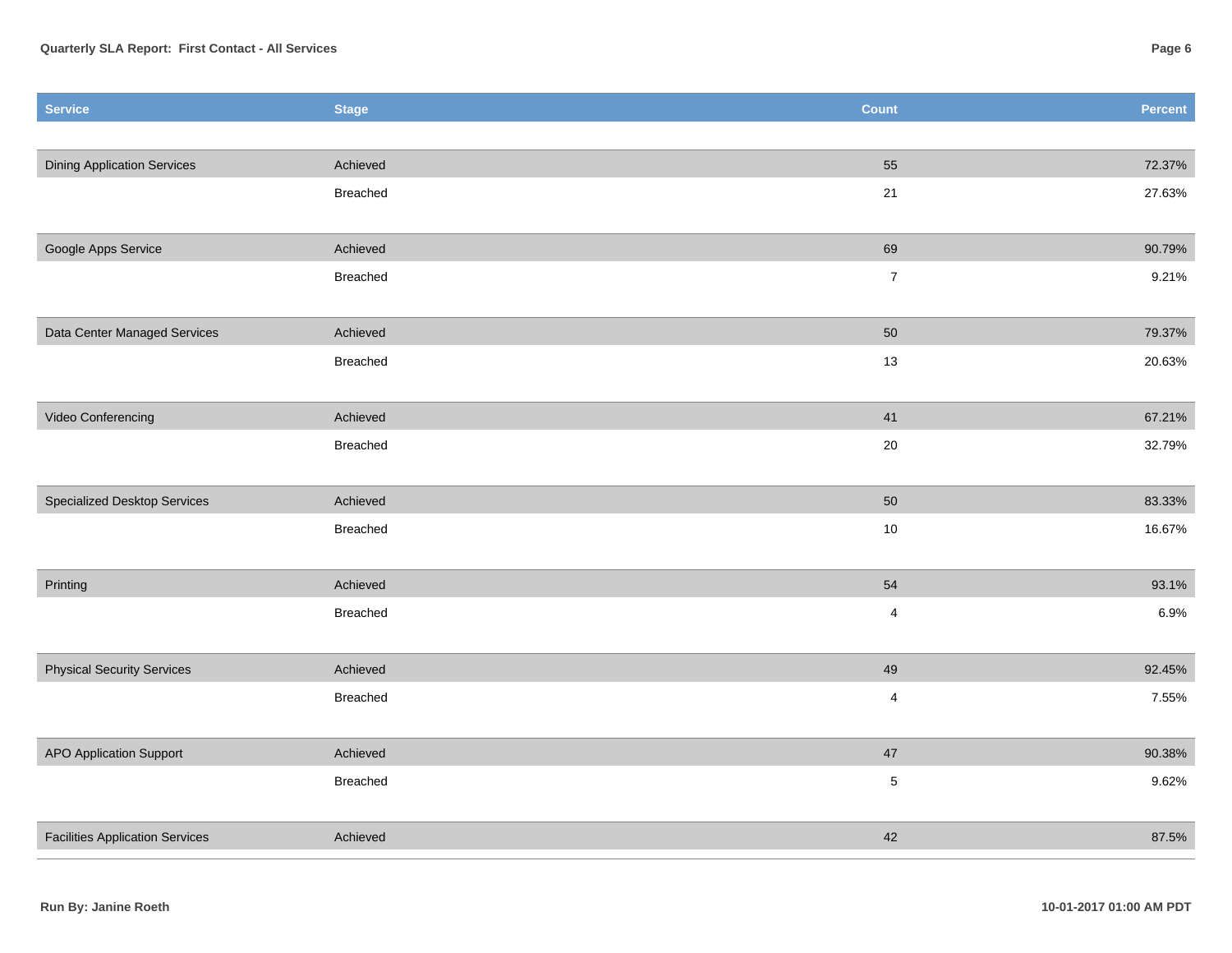| Service | Stage | Count | Percent |
|---|---|---|---|
| Dining Application Services | Achieved | 55 | 72.37% |
| | Breached | 21 | 27.63% |
| Google Apps Service | Achieved | 69 | 90.79% |
| | Breached | 7 | 9.21% |
| Data Center Managed Services | Achieved | 50 | 79.37% |
| | Breached | 13 | 20.63% |
| Video Conferencing | Achieved | 41 | 67.21% |
| | Breached | 20 | 32.79% |
| Specialized Desktop Services | Achieved | 50 | 83.33% |
| | Breached | 10 | 16.67% |
| Printing | Achieved | 54 | 93.1% |
| | Breached | 4 | 6.9% |
| Physical Security Services | Achieved | 49 | 92.45% |
| | Breached | 4 | 7.55% |
| APO Application Support | Achieved | 47 | 90.38% |
| | Breached | 5 | 9.62% |
| Facilities Application Services | Achieved | 42 | 87.5% |

**Run By: Janine Roeth**

**10-01-2017 01:00 AM PDT**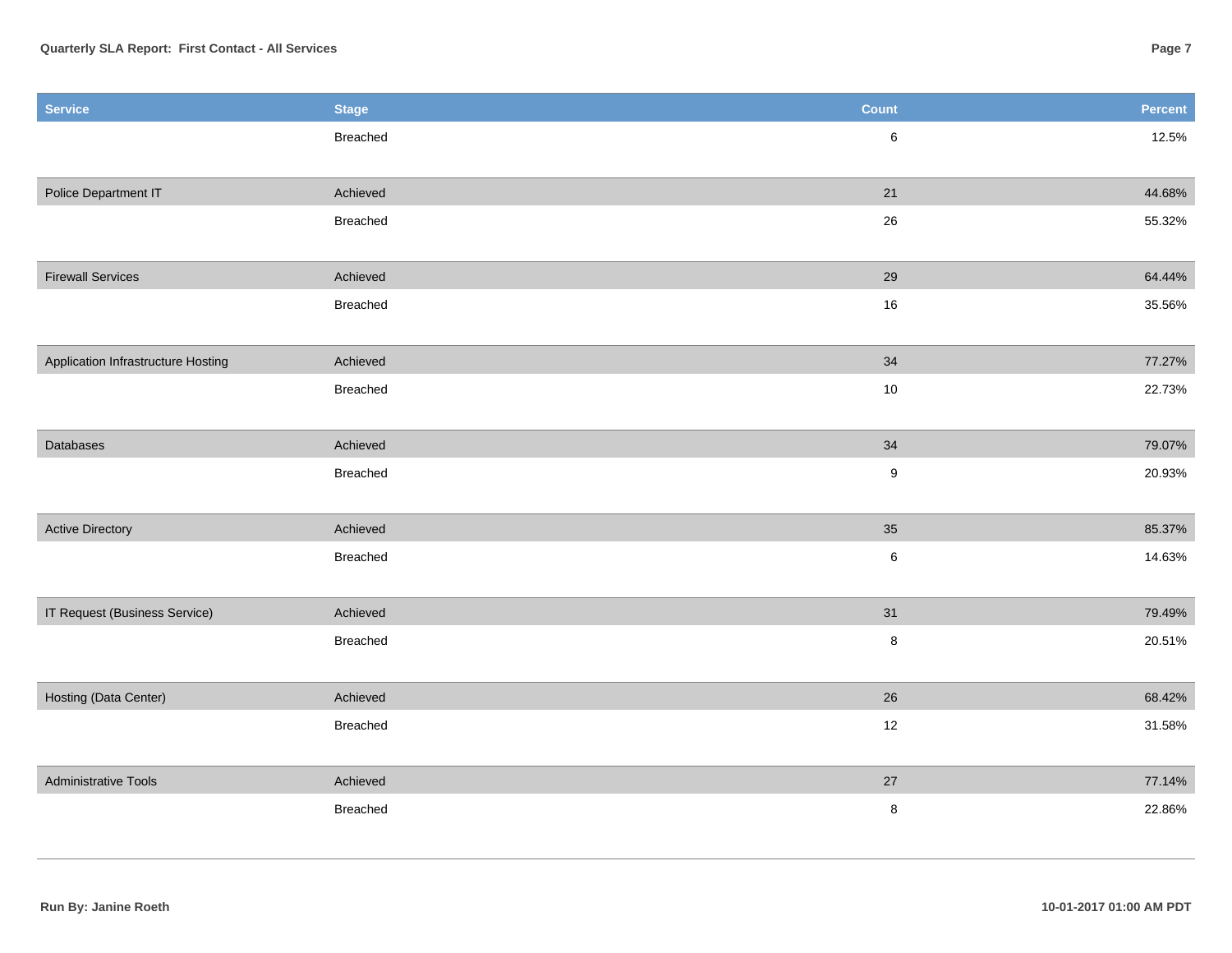| Service | Stage | Count | Percent |
| --- | --- | --- | --- |
| | Breached | 6 | 12.5% |
| Police Department IT | Achieved | 21 | 44.68% |
| | Breached | 26 | 55.32% |
| Firewall Services | Achieved | 29 | 64.44% |
| | Breached | 16 | 35.56% |
| Application Infrastructure Hosting | Achieved | 34 | 77.27% |
| | Breached | 10 | 22.73% |
| Databases | Achieved | 34 | 79.07% |
| | Breached | 9 | 20.93% |
| Active Directory | Achieved | 35 | 85.37% |
| | Breached | 6 | 14.63% |
| IT Request (Business Service) | Achieved | 31 | 79.49% |
| | Breached | 8 | 20.51% |
| Hosting (Data Center) | Achieved | 26 | 68.42% |
| | Breached | 12 | 31.58% |
| Administrative Tools | Achieved | 27 | 77.14% |
| | Breached | 8 | 22.86% |

**Run By: Janine Roeth**

**10-01-2017 01:00 AM PDT**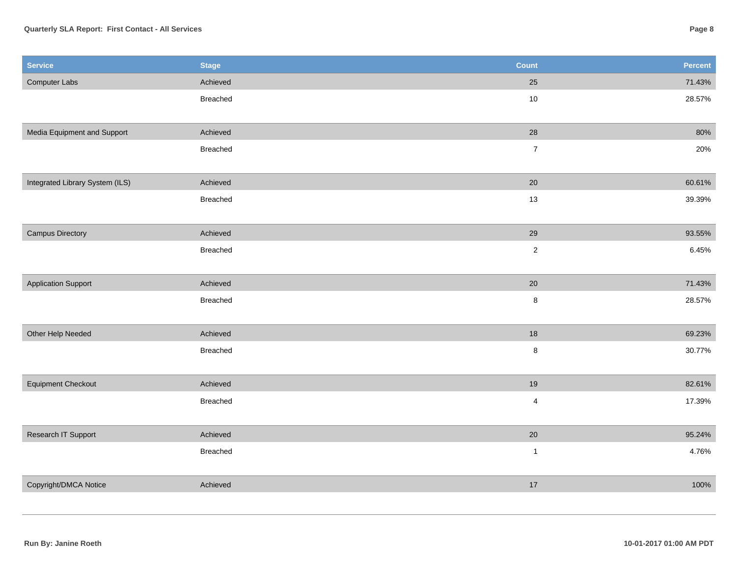| Service | Stage | Count | Percent |
|---|---|---|---|
| Computer Labs | Achieved | 25 | 71.43% |
| | Breached | 10 | 28.57% |
| Media Equipment and Support | Achieved | 28 | 80% |
| | Breached | 7 | 20% |
| Integrated Library System (ILS) | Achieved | 20 | 60.61% |
| | Breached | 13 | 39.39% |
| Campus Directory | Achieved | 29 | 93.55% |
| | Breached | 2 | 6.45% |
| Application Support | Achieved | 20 | 71.43% |
| | Breached | 8 | 28.57% |
| Other Help Needed | Achieved | 18 | 69.23% |
| | Breached | 8 | 30.77% |
| Equipment Checkout | Achieved | 19 | 82.61% |
| | Breached | 4 | 17.39% |
| Research IT Support | Achieved | 20 | 95.24% |
| | Breached | 1 | 4.76% |
| Copyright/DMCA Notice | Achieved | 17 | 100% |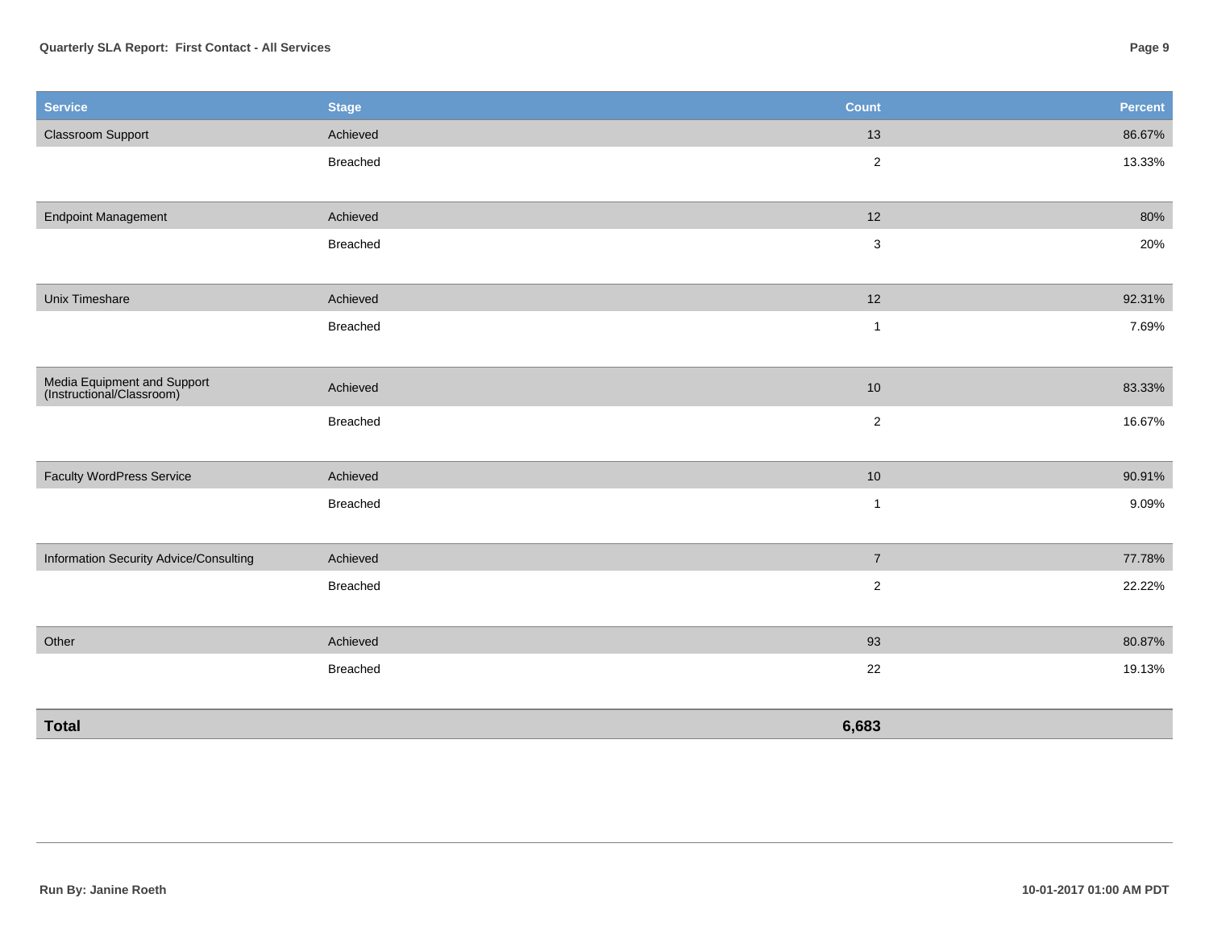| Service | Stage | Count | Percent |
| --- | --- | --- | --- |
| Classroom Support | Achieved | 13 | 86.67% |
| | Breached | 2 | 13.33% |
| Endpoint Management | Achieved | 12 | 80% |
| | Breached | 3 | 20% |
| Unix Timeshare | Achieved | 12 | 92.31% |
| | Breached | 1 | 7.69% |
| Media Equipment and Support (Instructional/Classroom) | Achieved | 10 | 83.33% |
| | Breached | 2 | 16.67% |
| Faculty WordPress Service | Achieved | 10 | 90.91% |
| | Breached | 1 | 9.09% |
| Information Security Advice/Consulting | Achieved | 7 | 77.78% |
| | Breached | 2 | 22.22% |
| Other | Achieved | 93 | 80.87% |
| | Breached | 22 | 19.13% |
| **Total** | | **6,683** | |

**Run By: Janine Roeth**

**10-01-2017 01:00 AM PDT**